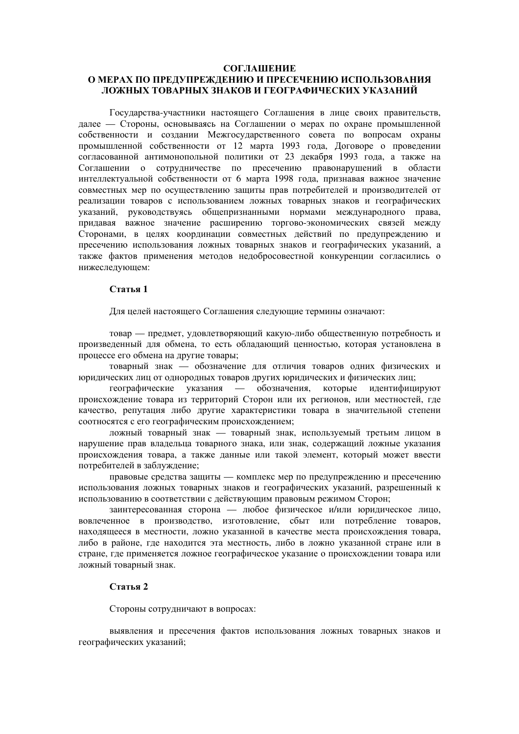# СОГЛАШЕНИЕ
# О МЕРАХ ПО ПРЕДУПРЕЖДЕНИЮ И ПРЕСЕЧЕНИЮ ИСПОЛЬЗОВАНИЯ ЛОЖНЫХ ТОВАРНЫХ ЗНАКОВ И ГЕОГРАФИЧЕСКИХ УКАЗАНИЙ

Государства-участники настоящего Соглашения в лице своих правительств, далее — Стороны, основываясь на Соглашении о мерах по охране промышленной собственности и создании Межгосударственного совета по вопросам охраны промышленной собственности от 12 марта 1993 года, Договоре о проведении согласованной антимонопольной политики от 23 декабря 1993 года, а также на Соглашении о сотрудничестве по пресечению правонарушений в области интеллектуальной собственности от 6 марта 1998 года, признавая важное значение совместных мер по осуществлению защиты прав потребителей и производителей от реализации товаров с использованием ложных товарных знаков и географических указаний, руководствуясь общепризнанными нормами международного права, придавая важное значение расширению торгово-экономических связей между Сторонами, в целях координации совместных действий по предупреждению и пресечению использования ложных товарных знаков и географических указаний, а также фактов применения методов недобросовестной конкуренции согласились о нижеследующем:

**Статья 1**

Для целей настоящего Соглашения следующие термины означают:

товар — предмет, удовлетворяющий какую-либо общественную потребность и произведенный для обмена, то есть обладающий ценностью, которая установлена в процессе его обмена на другие товары;

товарный знак — обозначение для отличия товаров одних физических и юридических лиц от однородных товаров других юридических и физических лиц;

географические указания — обозначения, которые идентифицируют происхождение товара из территорий Сторон или их регионов, или местностей, где качество, репутация либо другие характеристики товара в значительной степени соотносятся с его географическим происхождением;

ложный товарный знак — товарный знак, используемый третьим лицом в нарушение прав владельца товарного знака, или знак, содержащий ложные указания происхождения товара, а также данные или такой элемент, который может ввести потребителей в заблуждение;

правовые средства защиты — комплекс мер по предупреждению и пресечению использования ложных товарных знаков и географических указаний, разрешенный к использованию в соответствии с действующим правовым режимом Сторон;

заинтересованная сторона — любое физическое и/или юридическое лицо, вовлеченное в производство, изготовление, сбыт или потребление товаров, находящееся в местности, ложно указанной в качестве места происхождения товара, либо в районе, где находится эта местность, либо в ложно указанной стране или в стране, где применяется ложное географическое указание о происхождении товара или ложный товарный знак.

**Статья 2**

Стороны сотрудничают в вопросах:

выявления и пресечения фактов использования ложных товарных знаков и географических указаний;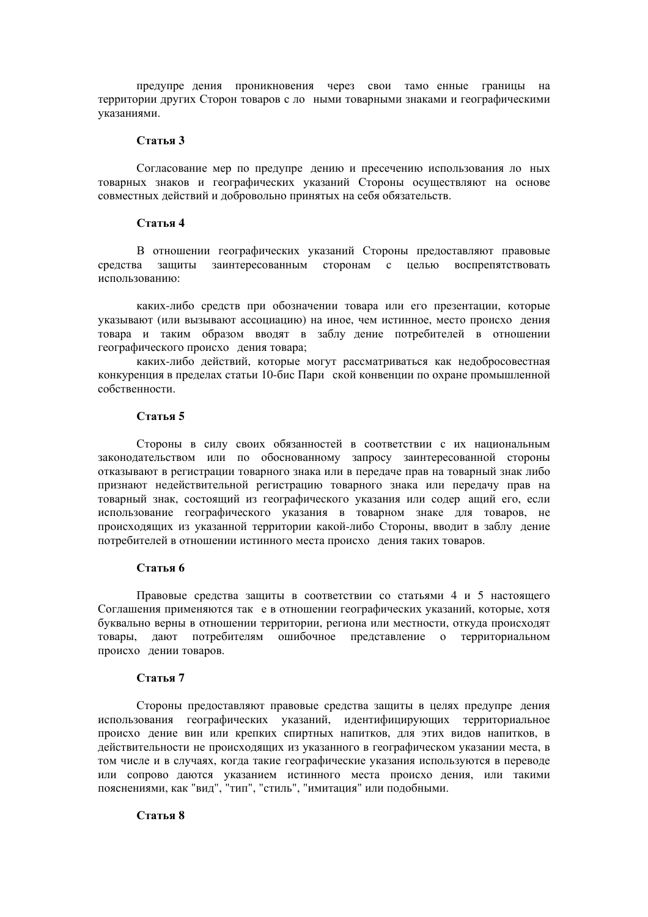предупре дения проникновения через свои тамо енные границы на территории других Сторон товаров с ло ными товарными знаками и географическими указаниями.

**Статья 3**

Согласование мер по предупре дению и пресечению использования ло ных товарных знаков и географических указаний Стороны осуществляют на основе совместных действий и добровольно принятых на себя обязательств.

**Статья 4**

В отношении географических указаний Стороны предоставляют правовые средства защиты заинтересованным сторонам с целью воспрепятствовать использованию:

каких-либо средств при обозначении товара или его презентации, которые указывают (или вызывают ассоциацию) на иное, чем истинное, место происхо дения товара и таким образом вводят в заблу дение потребителей в отношении географического происхо дения товара;

каких-либо действий, которые могут рассматриваться как недобросовестная конкуренция в пределах статьи 10-бис Пари ской конвенции по охране промышленной собственности.

**Статья 5**

Стороны в силу своих обязанностей в соответствии с их национальным законодательством или по обоснованному запросу заинтересованной стороны отказывают в регистрации товарного знака или в передаче прав на товарный знак либо признают недействительной регистрацию товарного знака или передачу прав на товарный знак, состоящий из географического указания или содер ащий его, если использование географического указания в товарном знаке для товаров, не происходящих из указанной территории какой-либо Стороны, вводит в заблу дение потребителей в отношении истинного места происхо дения таких товаров.

**Статья 6**

Правовые средства защиты в соответствии со статьями 4 и 5 настоящего Соглашения применяются так е в отношении географических указаний, которые, хотя буквально верны в отношении территории, региона или местности, откуда происходят товары, дают потребителям ошибочное представление о территориальном происхо дении товаров.

**Статья 7**

Стороны предоставляют правовые средства защиты в целях предупре дения использования географических указаний, идентифицирующих территориальное происхо дение вин или крепких спиртных напитков, для этих видов напитков, в действительности не происходящих из указанного в географическом указании места, в том числе и в случаях, когда такие географические указания используются в переводе или сопрово даются указанием истинного места происхо дения, или такими пояснениями, как "вид", "тип", "стиль", "имитация" или подобными.

**Статья 8**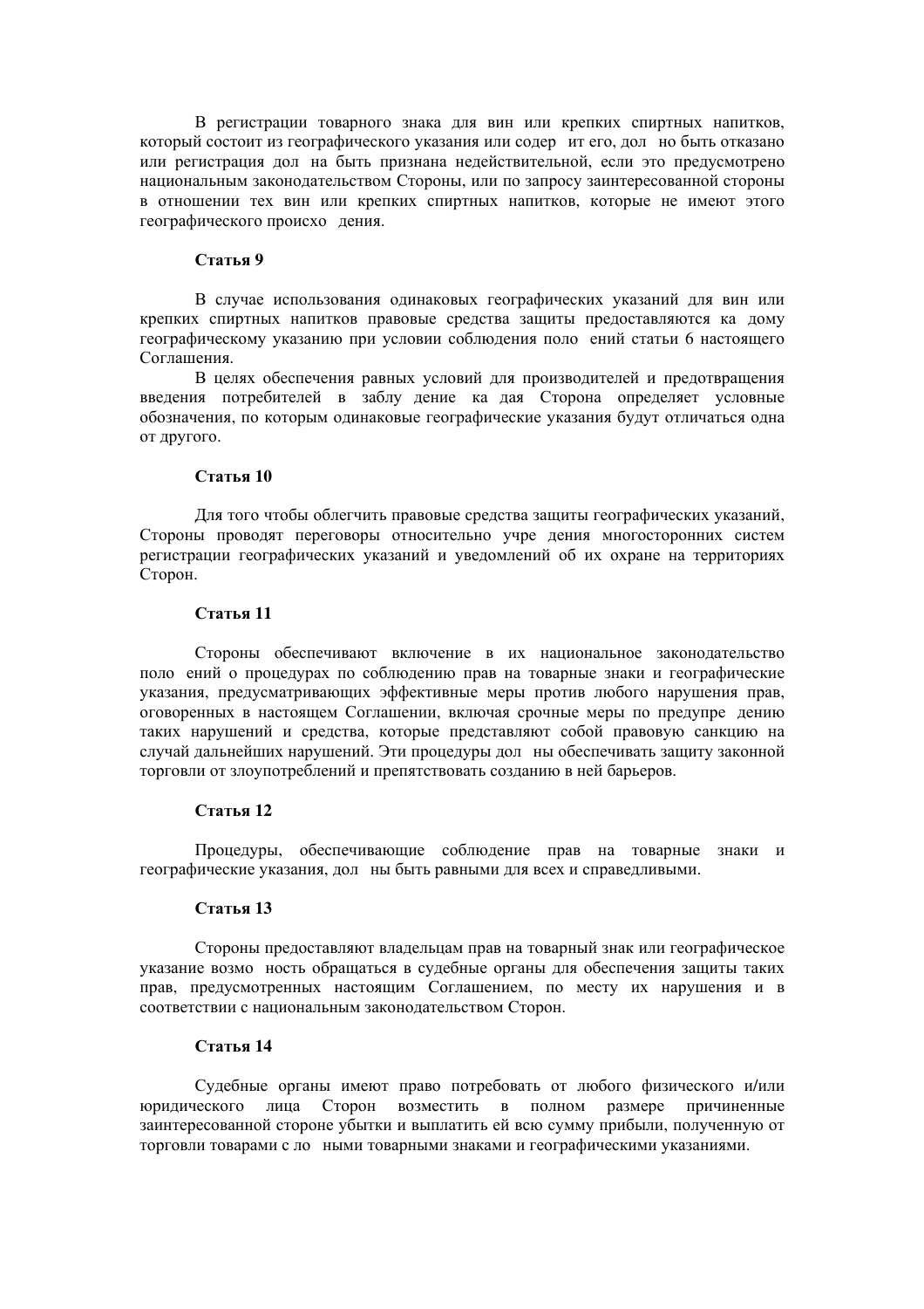В регистрации товарного знака для вин или крепких спиртных напитков, который состоит из географического указания или содержит его, должно быть отказано или регистрация должна быть признана недействительной, если это предусмотрено национальным законодательством Стороны, или по запросу заинтересованной стороны в отношении тех вин или крепких спиртных напитков, которые не имеют этого географического происхождения.

**Статья 9**

В случае использования одинаковых географических указаний для вин или крепких спиртных напитков правовые средства защиты предоставляются каждому географическому указанию при условии соблюдения положений статьи 6 настоящего Соглашения.

В целях обеспечения равных условий для производителей и предотвращения введения потребителей в заблуждение каждая Сторона определяет условные обозначения, по которым одинаковые географические указания будут отличаться одна от другого.

**Статья 10**

Для того чтобы облегчить правовые средства защиты географических указаний, Стороны проводят переговоры относительно учреждения многосторонних систем регистрации географических указаний и уведомлений об их охране на территориях Сторон.

**Статья 11**

Стороны обеспечивают включение в их национальное законодательство положений о процедурах по соблюдению прав на товарные знаки и географические указания, предусматривающих эффективные меры против любого нарушения прав, оговоренных в настоящем Соглашении, включая срочные меры по предупреждению таких нарушений и средства, которые представляют собой правовую санкцию на случай дальнейших нарушений. Эти процедуры должны обеспечивать защиту законной торговли от злоупотреблений и препятствовать созданию в ней барьеров.

**Статья 12**

Процедуры, обеспечивающие соблюдение прав на товарные знаки и географические указания, должны быть равными для всех и справедливыми.

**Статья 13**

Стороны предоставляют владельцам прав на товарный знак или географическое указание возможность обращаться в судебные органы для обеспечения защиты таких прав, предусмотренных настоящим Соглашением, по месту их нарушения и в соответствии с национальным законодательством Сторон.

**Статья 14**

Судебные органы имеют право потребовать от любого физического и/или юридического лица Сторон возместить в полном размере причиненные заинтересованной стороне убытки и выплатить ей всю сумму прибыли, полученную от торговли товарами с ложными товарными знаками и географическими указаниями.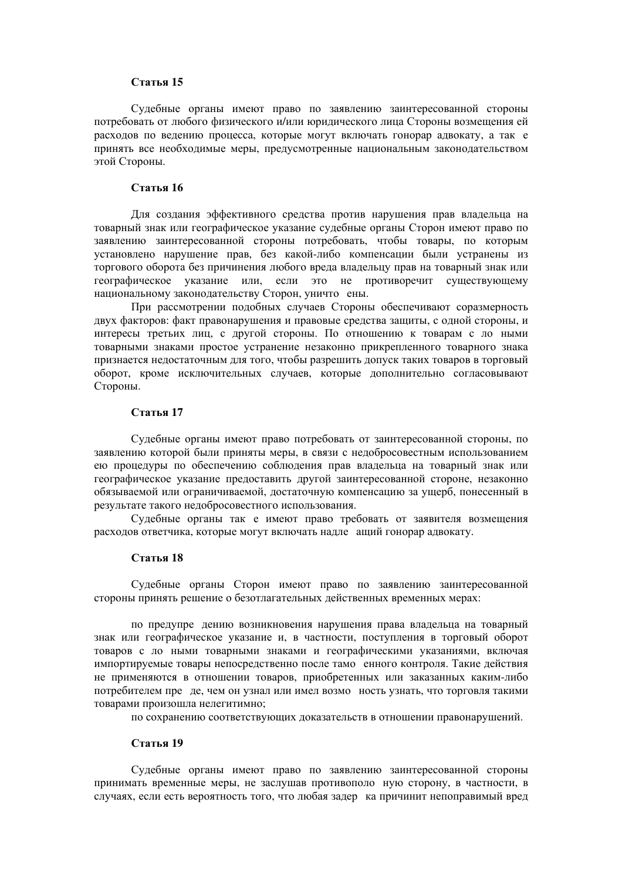**Статья 15**

Судебные органы имеют право по заявлению заинтересованной стороны потребовать от любого физического и/или юридического лица Стороны возмещения ей расходов по ведению процесса, которые могут включать гонорар адвокату, а так е принять все необходимые меры, предусмотренные национальным законодательством этой Стороны.

**Статья 16**

Для создания эффективного средства против нарушения прав владельца на товарный знак или географическое указание судебные органы Сторон имеют право по заявлению заинтересованной стороны потребовать, чтобы товары, по которым установлено нарушение прав, без какой-либо компенсации были устранены из торгового оборота без причинения любого вреда владельцу прав на товарный знак или географическое указание или, если это не противоречит существующему национальному законодательству Сторон, уничто ены.

При рассмотрении подобных случаев Стороны обеспечивают соразмерность двух факторов: факт правонарушения и правовые средства защиты, с одной стороны, и интересы третьих лиц, с другой стороны. По отношению к товарам с ло ными товарными знаками простое устранение незаконно прикрепленного товарного знака признается недостаточным для того, чтобы разрешить допуск таких товаров в торговый оборот, кроме исключительных случаев, которые дополнительно согласовывают Стороны.

**Статья 17**

Судебные органы имеют право потребовать от заинтересованной стороны, по заявлению которой были приняты меры, в связи с недобросовестным использованием ею процедуры по обеспечению соблюдения прав владельца на товарный знак или географическое указание предоставить другой заинтересованной стороне, незаконно обязываемой или ограничиваемой, достаточную компенсацию за ущерб, понесенный в результате такого недобросовестного использования.

Судебные органы так е имеют право требовать от заявителя возмещения расходов ответчика, которые могут включать надле ащий гонорар адвокату.

**Статья 18**

Судебные органы Сторон имеют право по заявлению заинтересованной стороны принять решение о безотлагательных действенных временных мерах:

по предупре дению возникновения нарушения права владельца на товарный знак или географическое указание и, в частности, поступления в торговый оборот товаров с ло ными товарными знаками и географическими указаниями, включая импортируемые товары непосредственно после тамо енного контроля. Такие действия не применяются в отношении товаров, приобретенных или заказанных каким-либо потребителем пре де, чем он узнал или имел возмо ность узнать, что торговля такими товарами произошла нелегитимно;

по сохранению соответствующих доказательств в отношении правонарушений.

**Статья 19**

Судебные органы имеют право по заявлению заинтересованной стороны принимать временные меры, не заслушав противополо ную сторону, в частности, в случаях, если есть вероятность того, что любая задер ка причинит непоправимый вред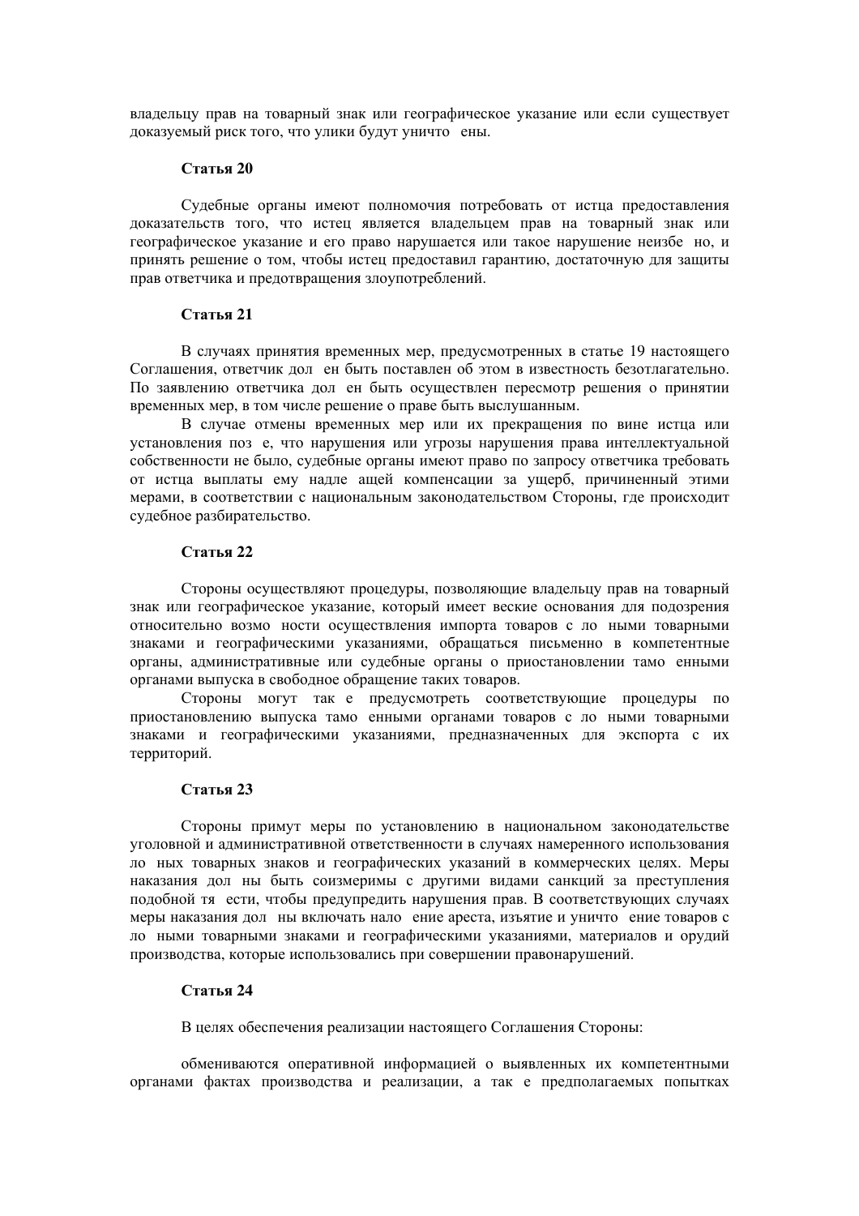владельцу прав на товарный знак или географическое указание или если существует доказуемый риск того, что улики будут уничтожены.

**Статья 20**

Судебные органы имеют полномочия потребовать от истца предоставления доказательств того, что истец является владельцем прав на товарный знак или географическое указание и его право нарушается или такое нарушение неизбежно, и принять решение о том, чтобы истец предоставил гарантию, достаточную для защиты прав ответчика и предотвращения злоупотреблений.

**Статья 21**

В случаях принятия временных мер, предусмотренных в статье 19 настоящего Соглашения, ответчик должен быть поставлен об этом в известность безотлагательно. По заявлению ответчика должен быть осуществлен пересмотр решения о принятии временных мер, в том числе решение о праве быть выслушанным.

В случае отмены временных мер или их прекращения по вине истца или установления позже, что нарушения или угрозы нарушения права интеллектуальной собственности не было, судебные органы имеют право по запросу ответчика требовать от истца выплаты ему надлежащей компенсации за ущерб, причиненный этими мерами, в соответствии с национальным законодательством Стороны, где происходит судебное разбирательство.

**Статья 22**

Стороны осуществляют процедуры, позволяющие владельцу прав на товарный знак или географическое указание, который имеет веские основания для подозрения относительно возможности осуществления импорта товаров с ложными товарными знаками и географическими указаниями, обращаться письменно в компетентные органы, административные или судебные органы о приостановлении таможенными органами выпуска в свободное обращение таких товаров.

Стороны могут также предусмотреть соответствующие процедуры по приостановлению выпуска таможенными органами товаров с ложными товарными знаками и географическими указаниями, предназначенных для экспорта с их территорий.

**Статья 23**

Стороны примут меры по установлению в национальном законодательстве уголовной и административной ответственности в случаях намеренного использования ложных товарных знаков и географических указаний в коммерческих целях. Меры наказания должны быть соизмеримы с другими видами санкций за преступления подобной тяжести, чтобы предупредить нарушения прав. В соответствующих случаях меры наказания должны включать наложение ареста, изъятие и уничтожение товаров с ложными товарными знаками и географическими указаниями, материалов и орудий производства, которые использовались при совершении правонарушений.

**Статья 24**

В целях обеспечения реализации настоящего Соглашения Стороны:

обмениваются оперативной информацией о выявленных их компетентными органами фактах производства и реализации, а также предполагаемых попытках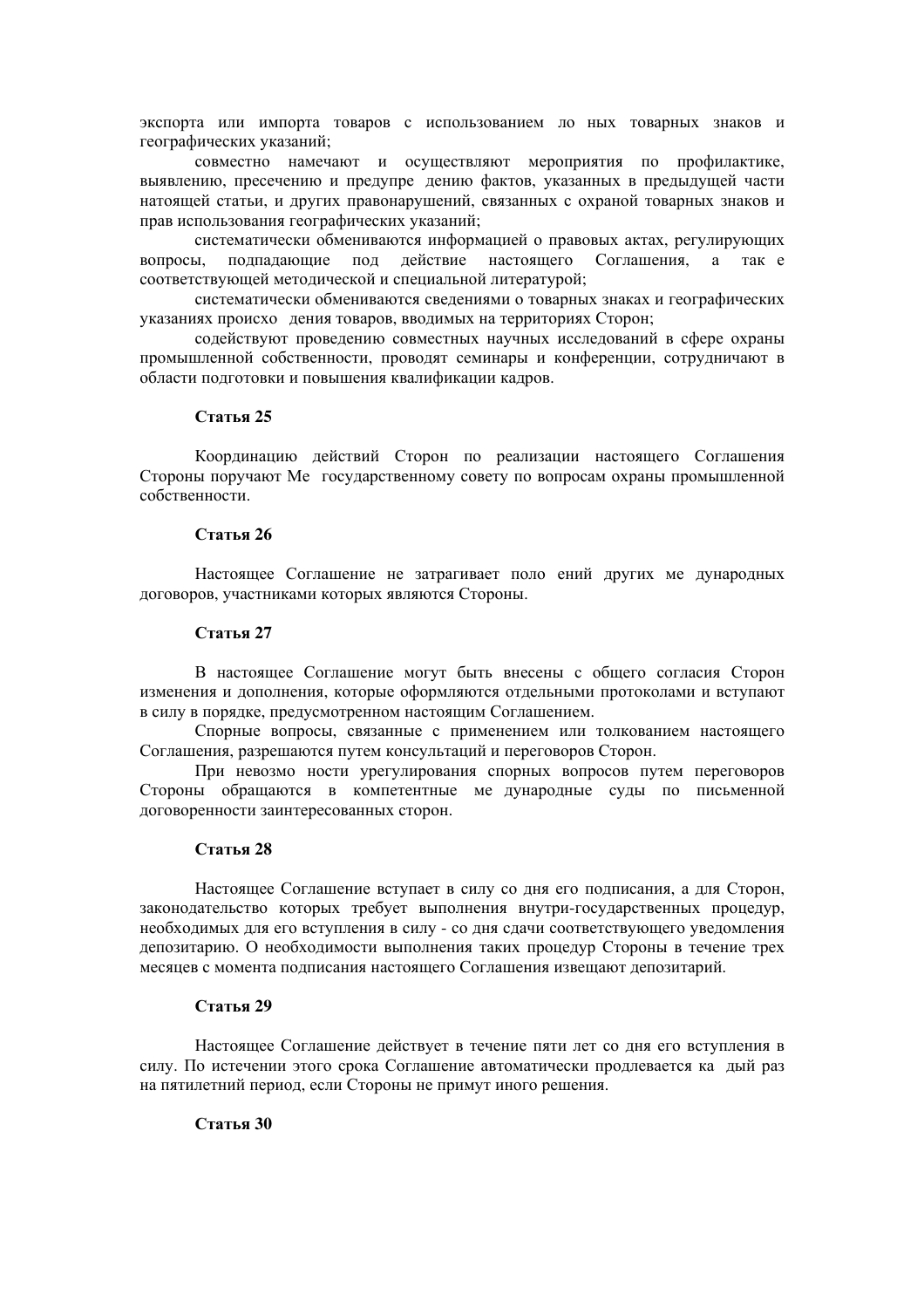экспорта или импорта товаров с использованием ло ных товарных знаков и географических указаний;

совместно намечают и осуществляют мероприятия по профилактике, выявлению, пресечению и предупре дению фактов, указанных в предыдущей части натоящей статьи, и других правонарушений, связанных с охраной товарных знаков и прав использования географических указаний;

систематически обмениваются информацией о правовых актах, регулирующих вопросы, подпадающие под действие настоящего Соглашения, а так е соответствующей методической и специальной литературой;

систематически обмениваются сведениями о товарных знаках и географических указаниях происхо дения товаров, вводимых на территориях Сторон;

содействуют проведению совместных научных исследований в сфере охраны промышленной собственности, проводят семинары и конференции, сотрудничают в области подготовки и повышения квалификации кадров.

**Статья 25**

Координацию действий Сторон по реализации настоящего Соглашения Стороны поручают Ме государственному совету по вопросам охраны промышленной собственности.

**Статья 26**

Настоящее Соглашение не затрагивает поло ений других ме дународных договоров, участниками которых являются Стороны.

**Статья 27**

В настоящее Соглашение могут быть внесены с общего согласия Сторон изменения и дополнения, которые оформляются отдельными протоколами и вступают в силу в порядке, предусмотренном настоящим Соглашением.

Спорные вопросы, связанные с применением или толкованием настоящего Соглашения, разрешаются путем консультаций и переговоров Сторон.

При невозмо ности урегулирования спорных вопросов путем переговоров Стороны обращаются в компетентные ме дународные суды по письменной договоренности заинтересованных сторон.

**Статья 28**

Настоящее Соглашение вступает в силу со дня его подписания, а для Сторон, законодательство которых требует выполнения внутри-государственных процедур, необходимых для его вступления в силу - со дня сдачи соответствующего уведомления депозитарию. О необходимости выполнения таких процедур Стороны в течение трех месяцев с момента подписания настоящего Соглашения извещают депозитарий.

**Статья 29**

Настоящее Соглашение действует в течение пяти лет со дня его вступления в силу. По истечении этого срока Соглашение автоматически продлевается ка дый раз на пятилетний период, если Стороны не примут иного решения.

**Статья 30**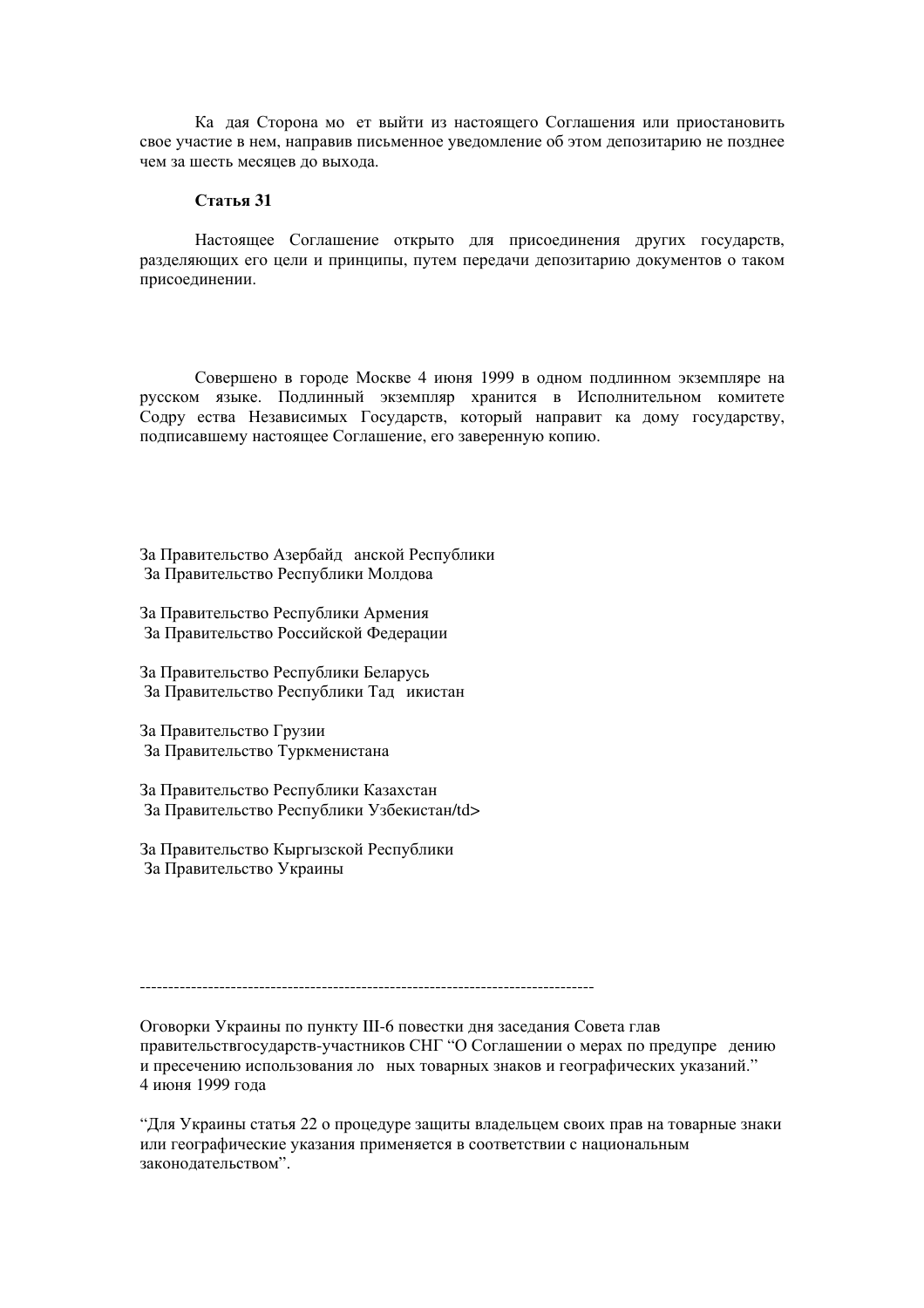Ка дая Сторона мо ет выйти из настоящего Соглашения или приостановить свое участие в нем, направив письменное уведомление об этом депозитарию не позднее чем за шесть месяцев до выхода.

**Статья 31**

Настоящее Соглашение открыто для присоединения других государств, разделяющих его цели и принципы, путем передачи депозитарию документов о таком присоединении.

Совершено в городе Москве 4 июня 1999 в одном подлинном экземпляре на русском языке. Подлинный экземпляр хранится в Исполнительном комитете Содру ества Независимых Государств, который направит ка дому государству, подписавшему настоящее Соглашение, его заверенную копию.

За Правительство Азербайд анской Республики
За Правительство Республики Молдова

За Правительство Республики Армения
За Правительство Российской Федерации

За Правительство Республики Беларусь
За Правительство Республики Тад икистан

За Правительство Грузии
За Правительство Туркменистана

За Правительство Республики Казахстан
За Правительство Республики Узбекистан/td>

За Правительство Кыргызской Республики
За Правительство Украины

--------------------------------------------------------------------------------

Оговорки Украины по пункту III-6 повестки дня заседания Совета глав правительствгосударств-участников СНГ "О Соглашении о мерах по предупре дению и пресечению использования ло ных товарных знаков и географических указаний." 4 июня 1999 года

"Для Украины статья 22 о процедуре защиты владельцем своих прав на товарные знаки или географические указания применяется в соответствии с национальным законодательством".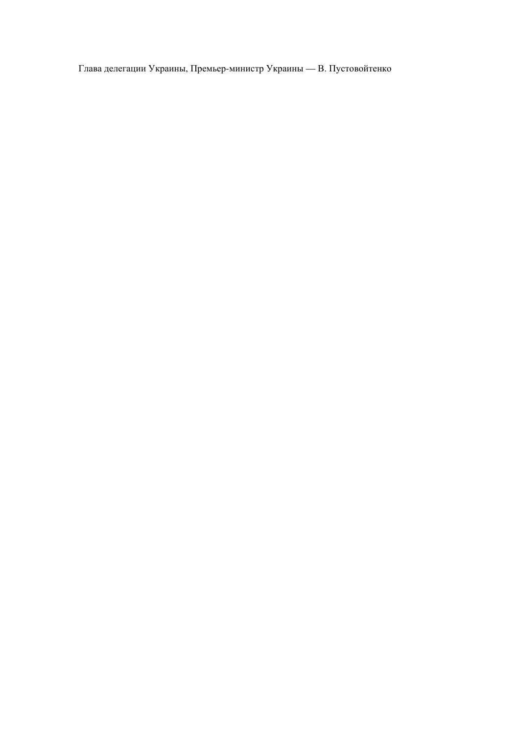Глава делегации Украины, Премьер-министр Украины — В. Пустовойтенко